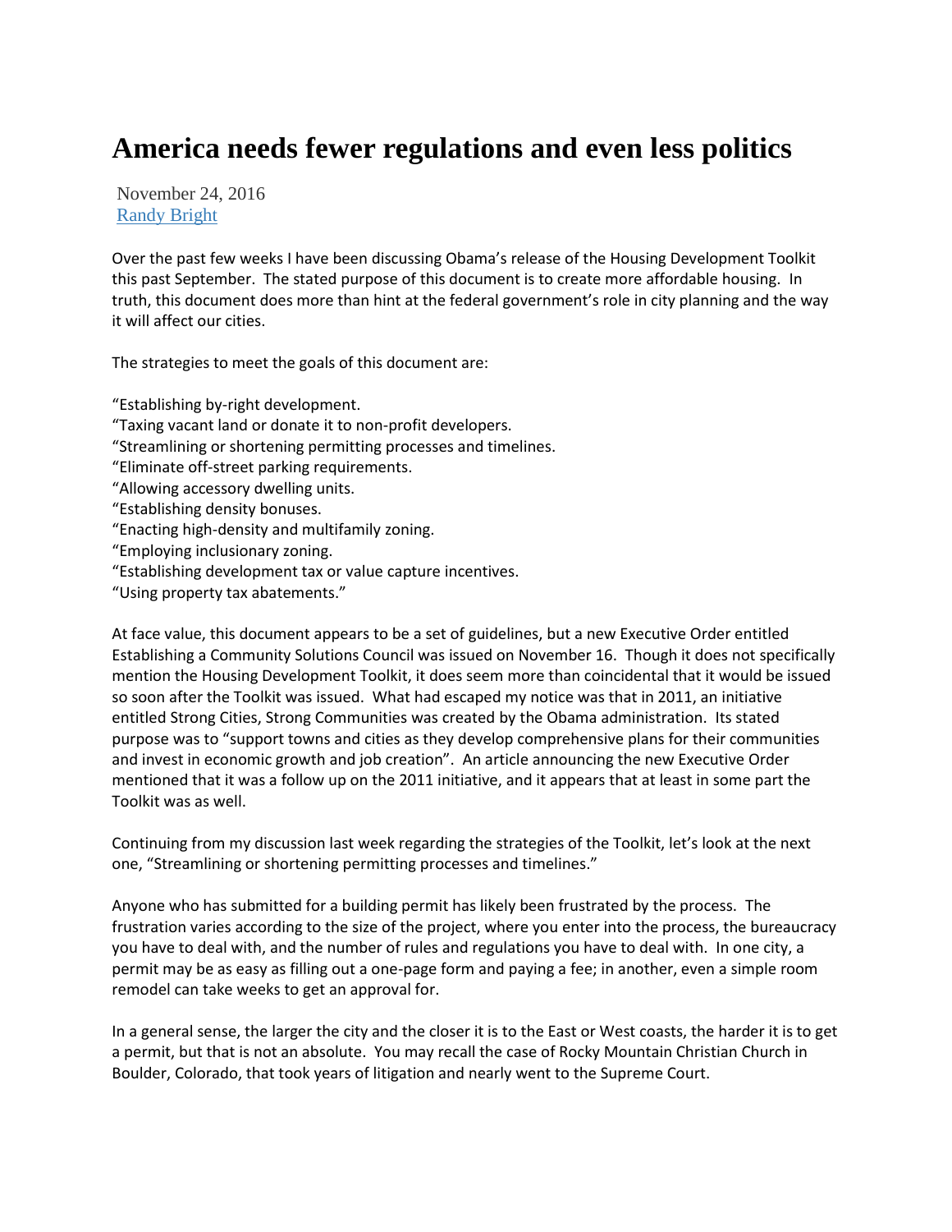# America needs fewer regulations and even less politics

November 24, 2016
[Randy Bright]

Over the past few weeks I have been discussing Obama's release of the Housing Development Toolkit this past September. The stated purpose of this document is to create more affordable housing. In truth, this document does more than hint at the federal government's role in city planning and the way it will affect our cities.

The strategies to meet the goals of this document are:

"Establishing by-right development.
"Taxing vacant land or donate it to non-profit developers.
"Streamlining or shortening permitting processes and timelines.
"Eliminate off-street parking requirements.
"Allowing accessory dwelling units.
"Establishing density bonuses.
"Enacting high-density and multifamily zoning.
"Employing inclusionary zoning.
"Establishing development tax or value capture incentives.
"Using property tax abatements."

At face value, this document appears to be a set of guidelines, but a new Executive Order entitled Establishing a Community Solutions Council was issued on November 16. Though it does not specifically mention the Housing Development Toolkit, it does seem more than coincidental that it would be issued so soon after the Toolkit was issued. What had escaped my notice was that in 2011, an initiative entitled Strong Cities, Strong Communities was created by the Obama administration. Its stated purpose was to "support towns and cities as they develop comprehensive plans for their communities and invest in economic growth and job creation". An article announcing the new Executive Order mentioned that it was a follow up on the 2011 initiative, and it appears that at least in some part the Toolkit was as well.

Continuing from my discussion last week regarding the strategies of the Toolkit, let's look at the next one, "Streamlining or shortening permitting processes and timelines."

Anyone who has submitted for a building permit has likely been frustrated by the process. The frustration varies according to the size of the project, where you enter into the process, the bureaucracy you have to deal with, and the number of rules and regulations you have to deal with. In one city, a permit may be as easy as filling out a one-page form and paying a fee; in another, even a simple room remodel can take weeks to get an approval for.

In a general sense, the larger the city and the closer it is to the East or West coasts, the harder it is to get a permit, but that is not an absolute. You may recall the case of Rocky Mountain Christian Church in Boulder, Colorado, that took years of litigation and nearly went to the Supreme Court.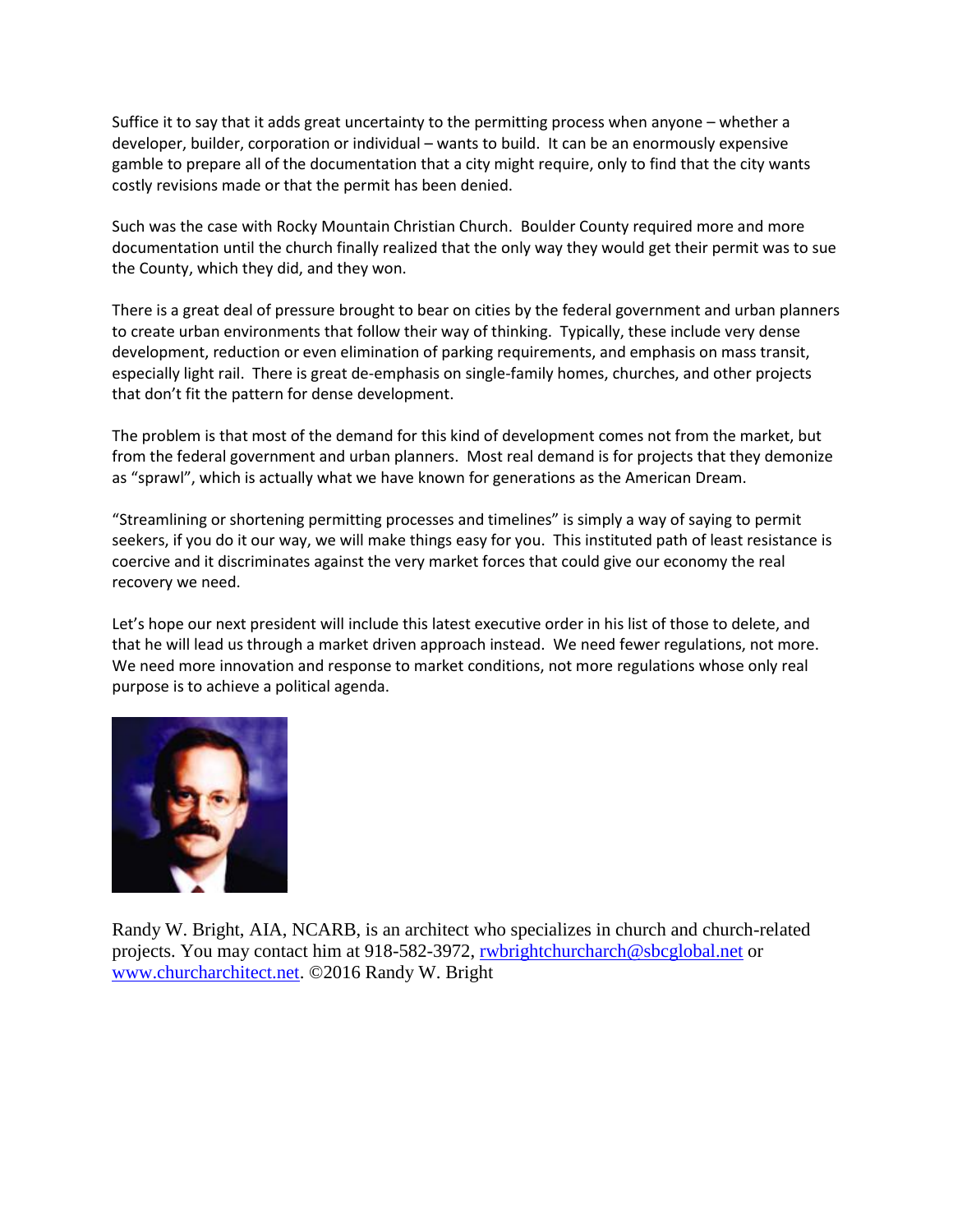Suffice it to say that it adds great uncertainty to the permitting process when anyone – whether a developer, builder, corporation or individual – wants to build. It can be an enormously expensive gamble to prepare all of the documentation that a city might require, only to find that the city wants costly revisions made or that the permit has been denied.

Such was the case with Rocky Mountain Christian Church. Boulder County required more and more documentation until the church finally realized that the only way they would get their permit was to sue the County, which they did, and they won.

There is a great deal of pressure brought to bear on cities by the federal government and urban planners to create urban environments that follow their way of thinking. Typically, these include very dense development, reduction or even elimination of parking requirements, and emphasis on mass transit, especially light rail. There is great de-emphasis on single-family homes, churches, and other projects that don't fit the pattern for dense development.

The problem is that most of the demand for this kind of development comes not from the market, but from the federal government and urban planners. Most real demand is for projects that they demonize as "sprawl", which is actually what we have known for generations as the American Dream.

"Streamlining or shortening permitting processes and timelines" is simply a way of saying to permit seekers, if you do it our way, we will make things easy for you. This instituted path of least resistance is coercive and it discriminates against the very market forces that could give our economy the real recovery we need.

Let's hope our next president will include this latest executive order in his list of those to delete, and that he will lead us through a market driven approach instead. We need fewer regulations, not more. We need more innovation and response to market conditions, not more regulations whose only real purpose is to achieve a political agenda.

Randy W. Bright, AIA, NCARB, is an architect who specializes in church and church-related projects. You may contact him at 918-582-3972, rwbrightchurcharch@sbcglobal.net or www.churcharchitect.net. ©2016 Randy W. Bright